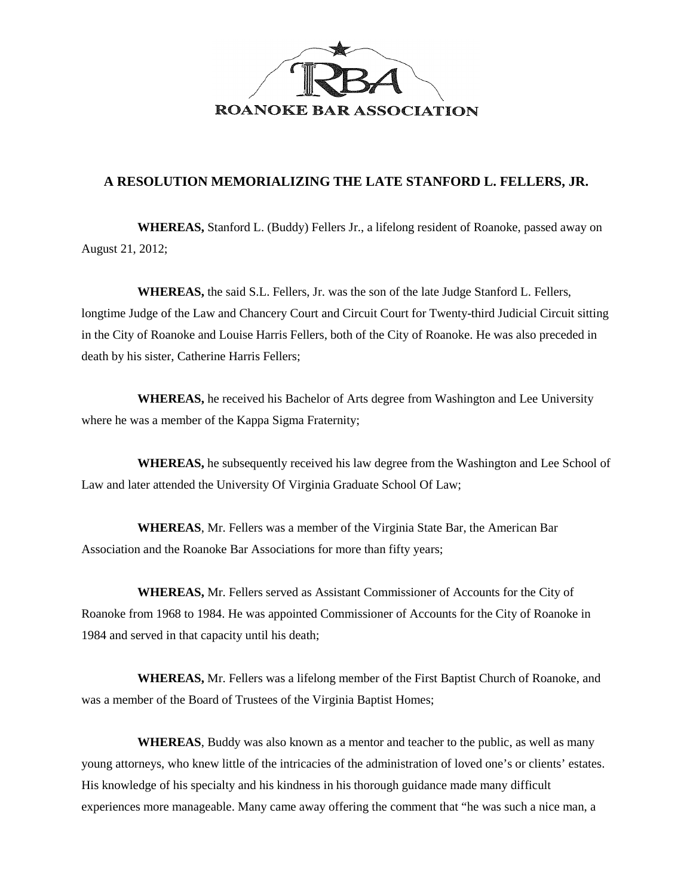ROANOKE BAR ASSOCIATION

## A RESOLUTION MEMORIALIZING THE LATE STANFORD L. FELLERS, JR.

**WHEREAS,** Stanford L. (Buddy) Fellers Jr., a lifelong resident of Roanoke, passed away on August 21, 2012;

**WHEREAS,** the said S.L. Fellers, Jr. was the son of the late Judge Stanford L. Fellers, longtime Judge of the Law and Chancery Court and Circuit Court for Twenty-third Judicial Circuit sitting in the City of Roanoke and Louise Harris Fellers, both of the City of Roanoke. He was also preceded in death by his sister, Catherine Harris Fellers;

**WHEREAS,** he received his Bachelor of Arts degree from Washington and Lee University where he was a member of the Kappa Sigma Fraternity;

**WHEREAS,** he subsequently received his law degree from the Washington and Lee School of Law and later attended the University Of Virginia Graduate School Of Law;

**WHEREAS**, Mr. Fellers was a member of the Virginia State Bar, the American Bar Association and the Roanoke Bar Associations for more than fifty years;

**WHEREAS,** Mr. Fellers served as Assistant Commissioner of Accounts for the City of Roanoke from 1968 to 1984. He was appointed Commissioner of Accounts for the City of Roanoke in 1984 and served in that capacity until his death;

**WHEREAS,** Mr. Fellers was a lifelong member of the First Baptist Church of Roanoke, and was a member of the Board of Trustees of the Virginia Baptist Homes;

**WHEREAS**, Buddy was also known as a mentor and teacher to the public, as well as many young attorneys, who knew little of the intricacies of the administration of loved one's or clients' estates. His knowledge of his specialty and his kindness in his thorough guidance made many difficult experiences more manageable. Many came away offering the comment that "he was such a nice man, a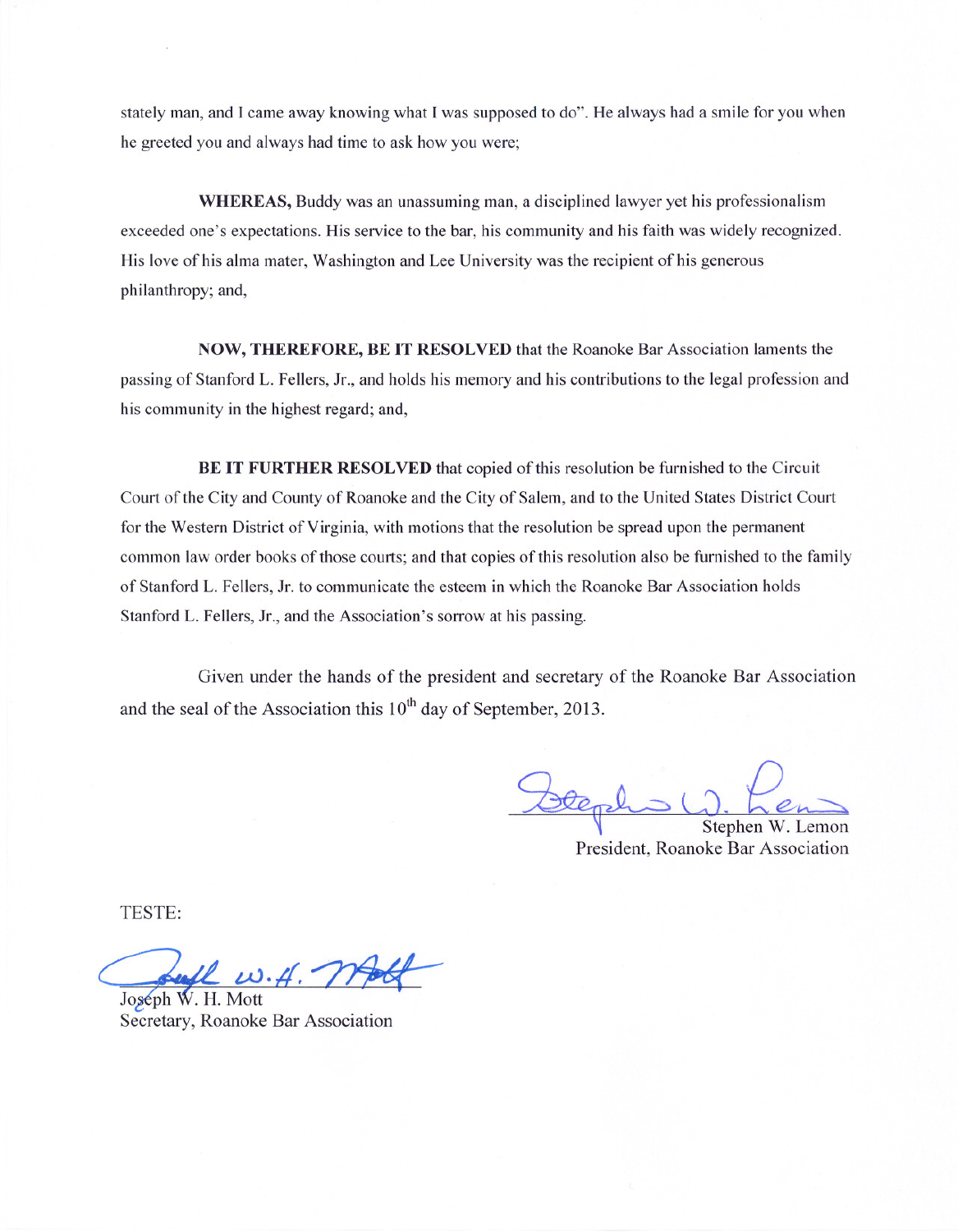stately man, and I came away knowing what I was supposed to do". He always had a smile for you when he greeted you and always had time to ask how you were;

**WHEREAS,** Buddy was an unassuming man, a disciplined lawyer yet his professionalism exceeded one's expectations. His service to the bar, his community and his faith was widely recognized. His love of his alma mater, Washington and Lee University was the recipient of his generous philanthropy; and,

**NOW, THEREFORE, BE IT RESOLVED** that the Roanoke Bar Association laments the passing of Stanford L. Fellers, Jr., and holds his memory and his contributions to the legal profession and his community in the highest regard; and,

**BE IT FURTHER RESOLVED** that copied of this resolution be furnished to the Circuit Court of the City and County of Roanoke and the City of Salem, and to the United States District Court for the Western District of Virginia, with motions that the resolution be spread upon the permanent common law order books of those courts; and that copies of this resolution also be furnished to the family of Stanford L. Fellers, Jr. to communicate the esteem in which the Roanoke Bar Association holds Stanford L. Fellers, Jr., and the Association's sorrow at his passing.

Given under the hands of the president and secretary of the Roanoke Bar Association and the seal of the Association this 10th day of September, 2013.

Stephen W. Lemon
President, Roanoke Bar Association

TESTE:

Joseph W. H. Mott
Secretary, Roanoke Bar Association